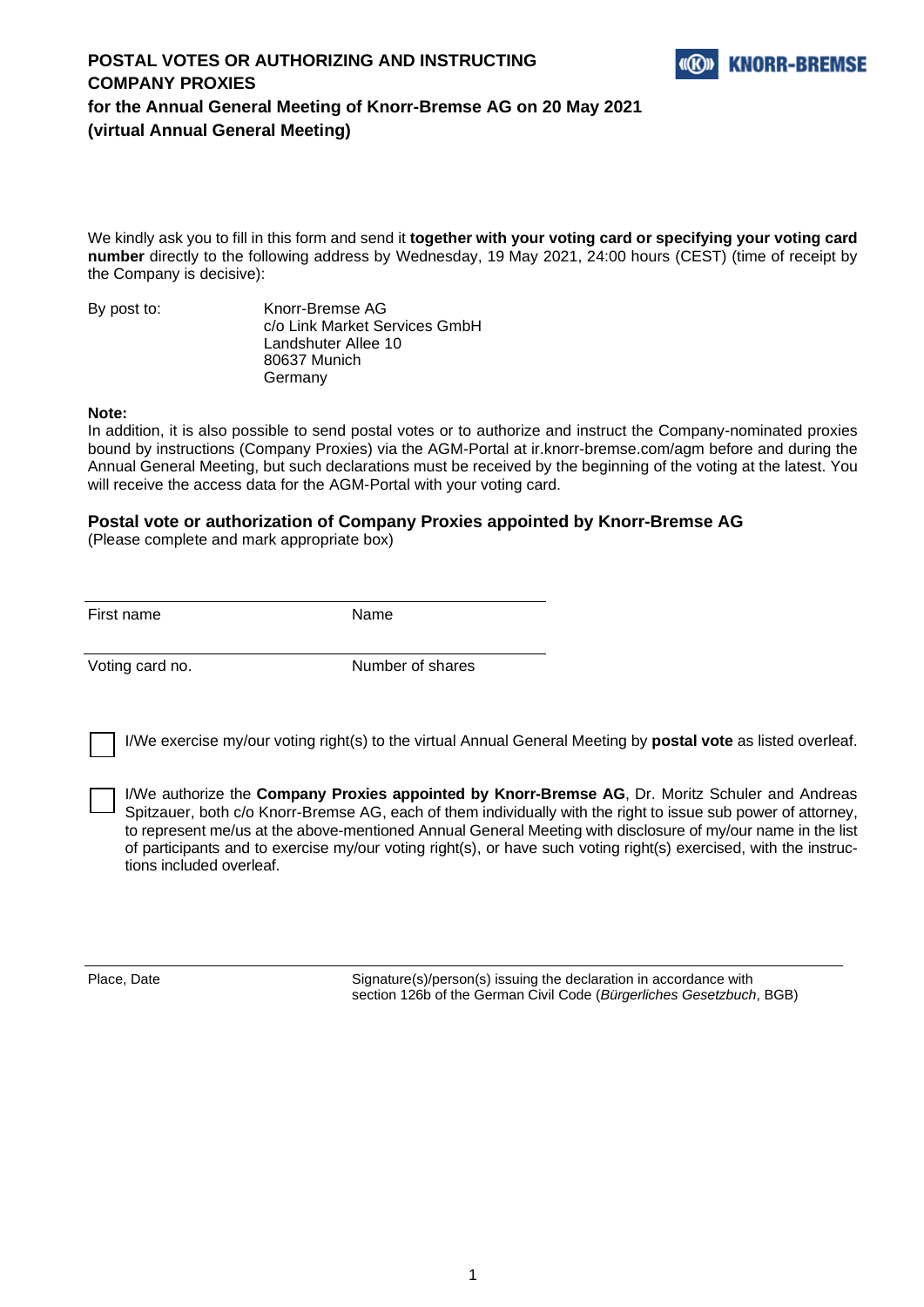# POSTAL VOTES OR AUTHORIZING AND INSTRUCTING COMPANY PROXIES

## for the Annual General Meeting of Knorr-Bremse AG on 20 May 2021 (virtual Annual General Meeting)

KNORR-BREMSE

We kindly ask you to fill in this form and send it **together with your voting card or specifying your voting card number** directly to the following address by Wednesday, 19 May 2021, 24:00 hours (CEST) (time of receipt by the Company is decisive):

By post to:

Knorr-Bremse AG
c/o Link Market Services GmbH
Landshuter Allee 10
80637 Munich
Germany

**Note:**
In addition, it is also possible to send postal votes or to authorize and instruct the Company-nominated proxies bound by instructions (Company Proxies) via the AGM-Portal at ir.knorr-bremse.com/agm before and during the Annual General Meeting, but such declarations must be received by the beginning of the voting at the latest. You will receive the access data for the AGM-Portal with your voting card.

### Postal vote or authorization of Company Proxies appointed by Knorr-Bremse AG

(Please complete and mark appropriate box)

| First name | Name |
|---|---|
| Voting card no. | Number of shares |

☐ I/We exercise my/our voting right(s) to the virtual Annual General Meeting by **postal vote** as listed overleaf.

☐ I/We authorize the **Company Proxies appointed by Knorr-Bremse AG**, Dr. Moritz Schuler and Andreas Spitzauer, both c/o Knorr-Bremse AG, each of them individually with the right to issue sub power of attorney, to represent me/us at the above-mentioned Annual General Meeting with disclosure of my/our name in the list of participants and to exercise my/our voting right(s), or have such voting right(s) exercised, with the instructions included overleaf.

| Place, Date | Signature(s)/person(s) issuing the declaration in accordance with section 126b of the German Civil Code (*Bürgerliches Gesetzbuch*, BGB) |
|---|---|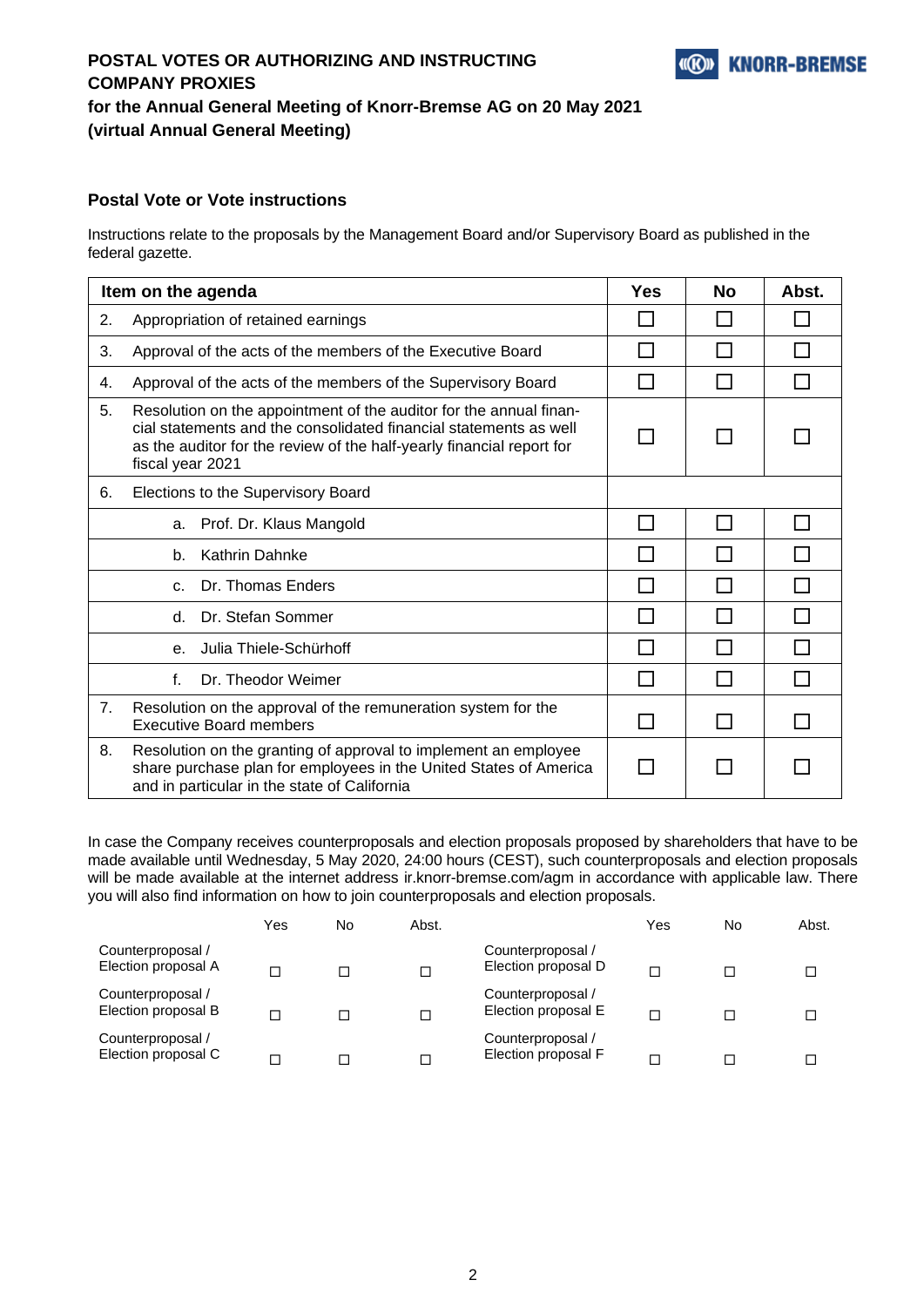**POSTAL VOTES OR AUTHORIZING AND INSTRUCTING COMPANY PROXIES**
**for the Annual General Meeting of Knorr-Bremse AG on 20 May 2021 (virtual Annual General Meeting)**

### Postal Vote or Vote instructions

Instructions relate to the proposals by the Management Board and/or Supervisory Board as published in the federal gazette.

| Item on the agenda | Yes | No | Abst. |
|---|---|---|---|
| 2. Appropriation of retained earnings | ☐ | ☐ | ☐ |
| 3. Approval of the acts of the members of the Executive Board | ☐ | ☐ | ☐ |
| 4. Approval of the acts of the members of the Supervisory Board | ☐ | ☐ | ☐ |
| 5. Resolution on the appointment of the auditor for the annual financial statements and the consolidated financial statements as well as the auditor for the review of the half-yearly financial report for fiscal year 2021 | ☐ | ☐ | ☐ |
| 6. Elections to the Supervisory Board | | | |
| a. Prof. Dr. Klaus Mangold | ☐ | ☐ | ☐ |
| b. Kathrin Dahnke | ☐ | ☐ | ☐ |
| c. Dr. Thomas Enders | ☐ | ☐ | ☐ |
| d. Dr. Stefan Sommer | ☐ | ☐ | ☐ |
| e. Julia Thiele-Schürhoff | ☐ | ☐ | ☐ |
| f. Dr. Theodor Weimer | ☐ | ☐ | ☐ |
| 7. Resolution on the approval of the remuneration system for the Executive Board members | ☐ | ☐ | ☐ |
| 8. Resolution on the granting of approval to implement an employee share purchase plan for employees in the United States of America and in particular in the state of California | ☐ | ☐ | ☐ |

In case the Company receives counterproposals and election proposals proposed by shareholders that have to be made available until Wednesday, 5 May 2020, 24:00 hours (CEST), such counterproposals and election proposals will be made available at the internet address ir.knorr-bremse.com/agm in accordance with applicable law. There you will also find information on how to join counterproposals and election proposals.

| | Yes | No | Abst. | | Yes | No | Abst. |
|---|---|---|---|---|---|---|---|
| Counterproposal / Election proposal A | ☐ | ☐ | ☐ | Counterproposal / Election proposal D | ☐ | ☐ | ☐ |
| Counterproposal / Election proposal B | ☐ | ☐ | ☐ | Counterproposal / Election proposal E | ☐ | ☐ | ☐ |
| Counterproposal / Election proposal C | ☐ | ☐ | ☐ | Counterproposal / Election proposal F | ☐ | ☐ | ☐ |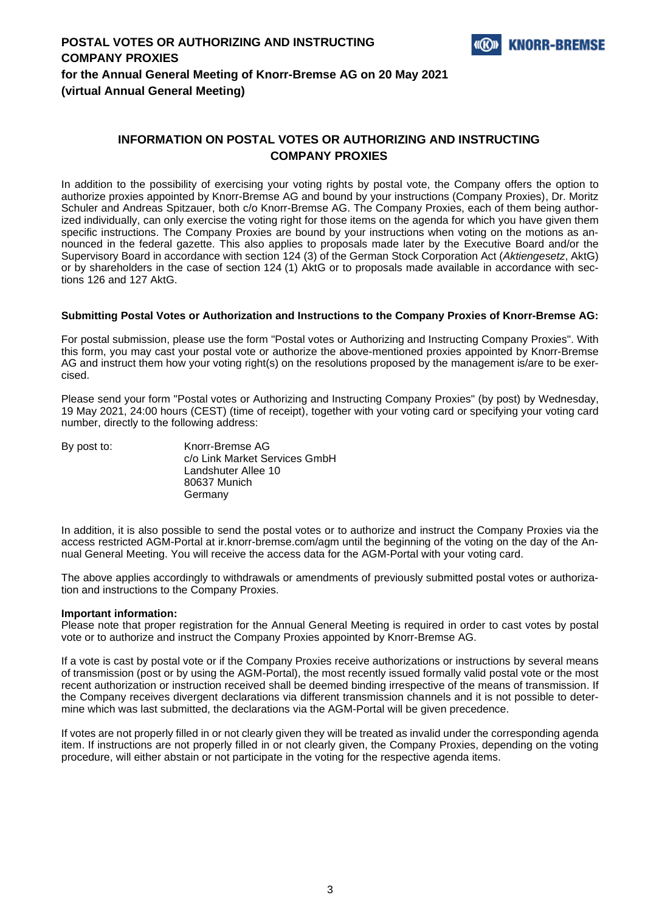# INFORMATION ON POSTAL VOTES OR AUTHORIZING AND INSTRUCTING COMPANY PROXIES

In addition to the possibility of exercising your voting rights by postal vote, the Company offers the option to authorize proxies appointed by Knorr-Bremse AG and bound by your instructions (Company Proxies), Dr. Moritz Schuler and Andreas Spitzauer, both c/o Knorr-Bremse AG. The Company Proxies, each of them being authorized individually, can only exercise the voting right for those items on the agenda for which you have given them specific instructions. The Company Proxies are bound by your instructions when voting on the motions as announced in the federal gazette. This also applies to proposals made later by the Executive Board and/or the Supervisory Board in accordance with section 124 (3) of the German Stock Corporation Act (*Aktiengesetz*, AktG) or by shareholders in the case of section 124 (1) AktG or to proposals made available in accordance with sections 126 and 127 AktG.

**Submitting Postal Votes or Authorization and Instructions to the Company Proxies of Knorr-Bremse AG:**

For postal submission, please use the form "Postal votes or Authorizing and Instructing Company Proxies". With this form, you may cast your postal vote or authorize the above-mentioned proxies appointed by Knorr-Bremse AG and instruct them how your voting right(s) on the resolutions proposed by the management is/are to be exercised.

Please send your form "Postal votes or Authorizing and Instructing Company Proxies" (by post) by Wednesday, 19 May 2021, 24:00 hours (CEST) (time of receipt), together with your voting card or specifying your voting card number, directly to the following address:

By post to:

Knorr-Bremse AG
c/o Link Market Services GmbH
Landshuter Allee 10
80637 Munich
Germany

In addition, it is also possible to send the postal votes or to authorize and instruct the Company Proxies via the access restricted AGM-Portal at ir.knorr-bremse.com/agm until the beginning of the voting on the day of the Annual General Meeting. You will receive the access data for the AGM-Portal with your voting card.

The above applies accordingly to withdrawals or amendments of previously submitted postal votes or authorization and instructions to the Company Proxies.

**Important information:**

Please note that proper registration for the Annual General Meeting is required in order to cast votes by postal vote or to authorize and instruct the Company Proxies appointed by Knorr-Bremse AG.

If a vote is cast by postal vote or if the Company Proxies receive authorizations or instructions by several means of transmission (post or by using the AGM-Portal), the most recently issued formally valid postal vote or the most recent authorization or instruction received shall be deemed binding irrespective of the means of transmission. If the Company receives divergent declarations via different transmission channels and it is not possible to determine which was last submitted, the declarations via the AGM-Portal will be given precedence.

If votes are not properly filled in or not clearly given they will be treated as invalid under the corresponding agenda item. If instructions are not properly filled in or not clearly given, the Company Proxies, depending on the voting procedure, will either abstain or not participate in the voting for the respective agenda items.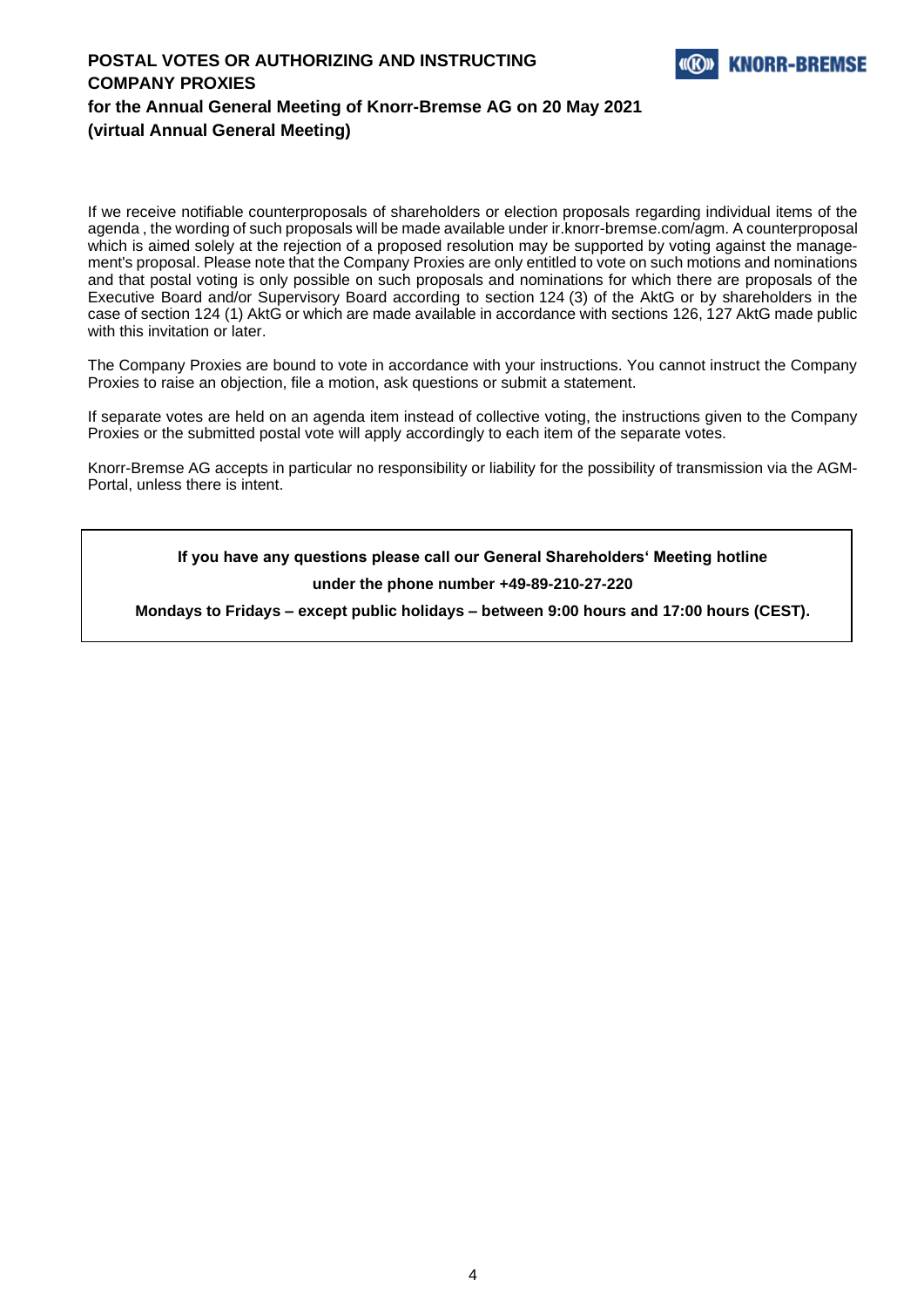If we receive notifiable counterproposals of shareholders or election proposals regarding individual items of the agenda , the wording of such proposals will be made available under ir.knorr-bremse.com/agm. A counterproposal which is aimed solely at the rejection of a proposed resolution may be supported by voting against the management's proposal. Please note that the Company Proxies are only entitled to vote on such motions and nominations and that postal voting is only possible on such proposals and nominations for which there are proposals of the Executive Board and/or Supervisory Board according to section 124 (3) of the AktG or by shareholders in the case of section 124 (1) AktG or which are made available in accordance with sections 126, 127 AktG made public with this invitation or later.

The Company Proxies are bound to vote in accordance with your instructions. You cannot instruct the Company Proxies to raise an objection, file a motion, ask questions or submit a statement.

If separate votes are held on an agenda item instead of collective voting, the instructions given to the Company Proxies or the submitted postal vote will apply accordingly to each item of the separate votes.

Knorr-Bremse AG accepts in particular no responsibility or liability for the possibility of transmission via the AGM-Portal, unless there is intent.

**If you have any questions please call our General Shareholders' Meeting hotline**

**under the phone number +49-89-210-27-220**

**Mondays to Fridays – except public holidays – between 9:00 hours and 17:00 hours (CEST).**